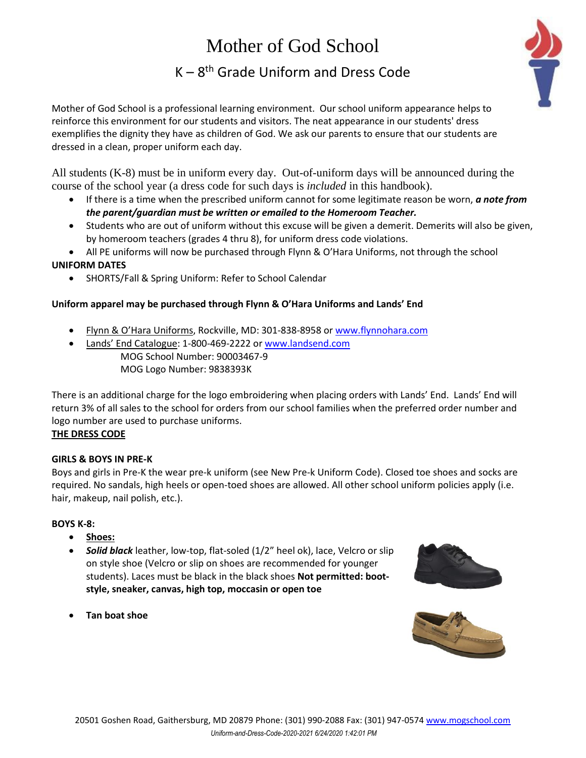# Mother of God School

## K – 8th Grade Uniform and Dress Code

Mother of God School is a professional learning environment. Our school uniform appearance helps to reinforce this environment for our students and visitors. The neat appearance in our students' dress exemplifies the dignity they have as children of God. We ask our parents to ensure that our students are dressed in a clean, proper uniform each day.

All students (K-8) must be in uniform every day. Out-of-uniform days will be announced during the course of the school year (a dress code for such days is *included* in this handbook).

- If there is a time when the prescribed uniform cannot for some legitimate reason be worn, ***a note from the parent/guardian must be written or emailed to the Homeroom Teacher.***
- Students who are out of uniform without this excuse will be given a demerit. Demerits will also be given, by homeroom teachers (grades 4 thru 8), for uniform dress code violations.
- All PE uniforms will now be purchased through Flynn & O'Hara Uniforms, not through the school

**UNIFORM DATES**

- SHORTS/Fall & Spring Uniform: Refer to School Calendar

**Uniform apparel may be purchased through Flynn & O'Hara Uniforms and Lands' End**

- Flynn & O'Hara Uniforms, Rockville, MD: 301-838-8958 or www.flynnohara.com
- Lands' End Catalogue: 1-800-469-2222 or www.landsend.com
  MOG School Number: 90003467-9
  MOG Logo Number: 9838393K

There is an additional charge for the logo embroidering when placing orders with Lands' End. Lands' End will return 3% of all sales to the school for orders from our school families when the preferred order number and logo number are used to purchase uniforms.

**THE DRESS CODE**

**GIRLS & BOYS IN PRE-K**

Boys and girls in Pre-K the wear pre-k uniform (see New Pre-k Uniform Code). Closed toe shoes and socks are required. No sandals, high heels or open-toed shoes are allowed. All other school uniform policies apply (i.e. hair, makeup, nail polish, etc.).

**BOYS K-8:**

- **Shoes:**
- ***Solid black*** leather, low-top, flat-soled (1/2" heel ok), lace, Velcro or slip on style shoe (Velcro or slip on shoes are recommended for younger students). Laces must be black in the black shoes **Not permitted: boot-style, sneaker, canvas, high top, moccasin or open toe**
- **Tan boat shoe**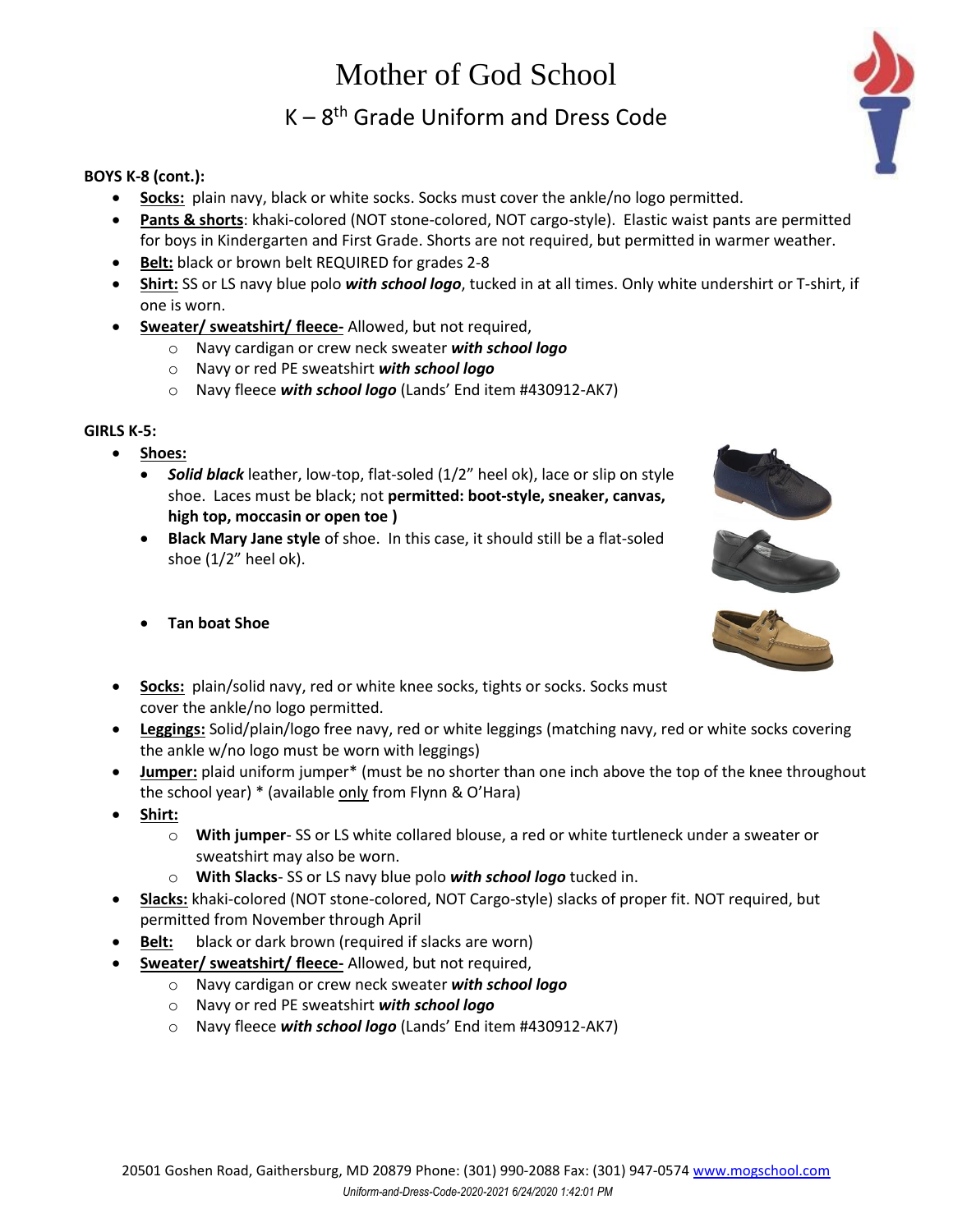# Mother of God School

## K – 8th Grade Uniform and Dress Code

**BOYS K-8 (cont.):**

- **Socks:** plain navy, black or white socks. Socks must cover the ankle/no logo permitted.
- **Pants & shorts**: khaki-colored (NOT stone-colored, NOT cargo-style). Elastic waist pants are permitted for boys in Kindergarten and First Grade. Shorts are not required, but permitted in warmer weather.
- **Belt:** black or brown belt REQUIRED for grades 2-8
- **Shirt:** SS or LS navy blue polo ***with school logo***, tucked in at all times. Only white undershirt or T-shirt, if one is worn.
- **Sweater/ sweatshirt/ fleece-** Allowed, but not required,
  - Navy cardigan or crew neck sweater ***with school logo***
  - Navy or red PE sweatshirt ***with school logo***
  - Navy fleece ***with school logo*** (Lands' End item #430912-AK7)

**GIRLS K-5:**

- **Shoes:**
  - ***Solid black*** leather, low-top, flat-soled (1/2" heel ok), lace or slip on style shoe. Laces must be black; not **permitted: boot-style, sneaker, canvas, high top, moccasin or open toe )**
  - **Black Mary Jane style** of shoe. In this case, it should still be a flat-soled shoe (1/2" heel ok).
  - **Tan boat Shoe**
- **Socks:** plain/solid navy, red or white knee socks, tights or socks. Socks must cover the ankle/no logo permitted.
- **Leggings:** Solid/plain/logo free navy, red or white leggings (matching navy, red or white socks covering the ankle w/no logo must be worn with leggings)
- **Jumper:** plaid uniform jumper* (must be no shorter than one inch above the top of the knee throughout the school year) * (available only from Flynn & O'Hara)
- **Shirt:**
  - **With jumper**- SS or LS white collared blouse, a red or white turtleneck under a sweater or sweatshirt may also be worn.
  - **With Slacks**- SS or LS navy blue polo ***with school logo*** tucked in.
- **Slacks:** khaki-colored (NOT stone-colored, NOT Cargo-style) slacks of proper fit. NOT required, but permitted from November through April
- **Belt:** black or dark brown (required if slacks are worn)
- **Sweater/ sweatshirt/ fleece-** Allowed, but not required,
  - Navy cardigan or crew neck sweater ***with school logo***
  - Navy or red PE sweatshirt ***with school logo***
  - Navy fleece ***with school logo*** (Lands' End item #430912-AK7)

20501 Goshen Road, Gaithersburg, MD 20879 Phone: (301) 990-2088 Fax: (301) 947-0574 www.mogschool.com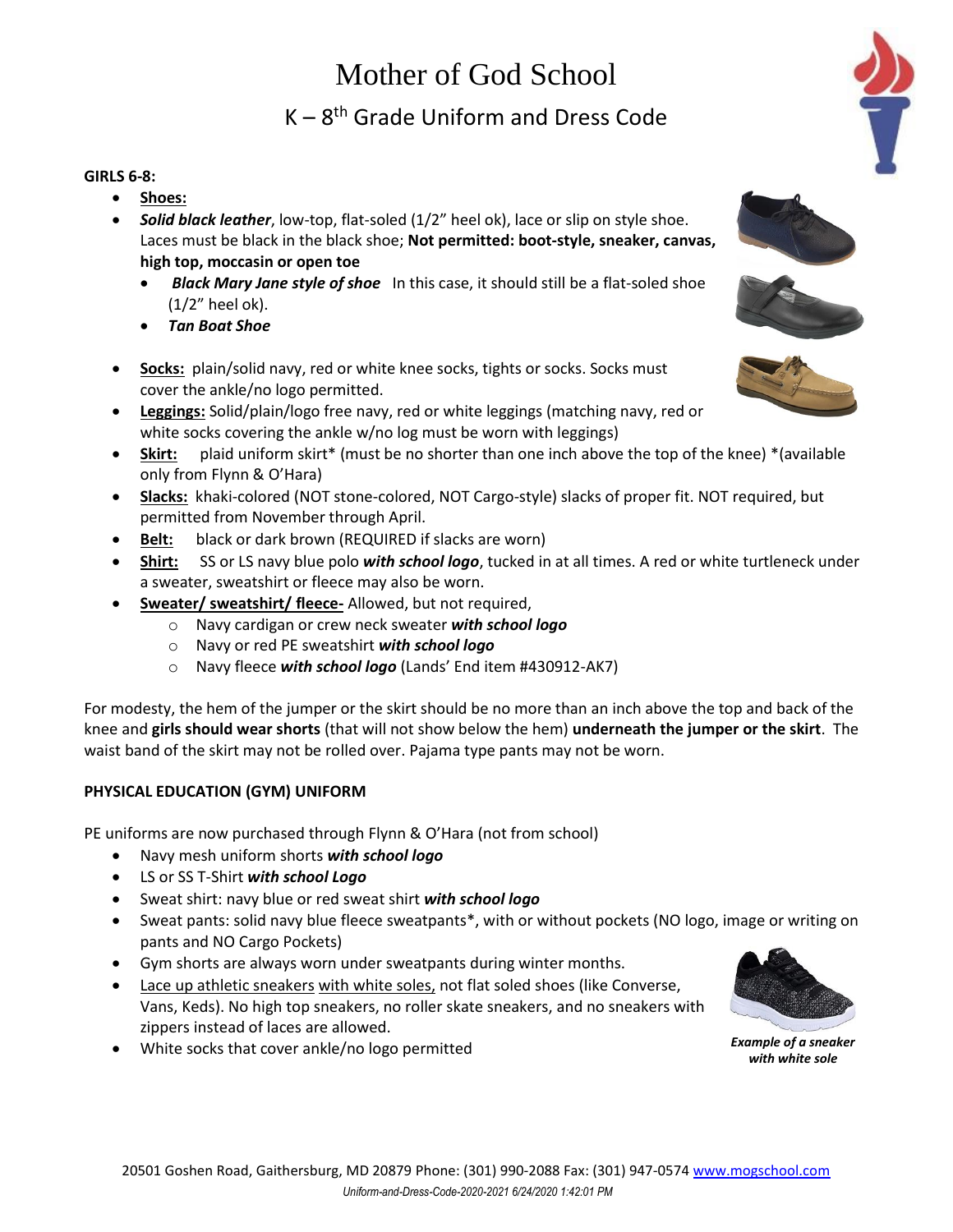# Mother of God School

## K – 8th Grade Uniform and Dress Code

**GIRLS 6-8:**

- **Shoes:**
- ***Solid black leather***, low-top, flat-soled (1/2" heel ok), lace or slip on style shoe. Laces must be black in the black shoe; **Not permitted: boot-style, sneaker, canvas, high top, moccasin or open toe**
  - ***Black Mary Jane style of shoe*** In this case, it should still be a flat-soled shoe (1/2" heel ok).
  - ***Tan Boat Shoe***
- **Socks:** plain/solid navy, red or white knee socks, tights or socks. Socks must cover the ankle/no logo permitted.
- **Leggings:** Solid/plain/logo free navy, red or white leggings (matching navy, red or white socks covering the ankle w/no log must be worn with leggings)
- **Skirt:** plaid uniform skirt* (must be no shorter than one inch above the top of the knee) *(available only from Flynn & O'Hara)
- **Slacks:** khaki-colored (NOT stone-colored, NOT Cargo-style) slacks of proper fit. NOT required, but permitted from November through April.
- **Belt:** black or dark brown (REQUIRED if slacks are worn)
- **Shirt:** SS or LS navy blue polo ***with school logo***, tucked in at all times. A red or white turtleneck under a sweater, sweatshirt or fleece may also be worn.
- **Sweater/ sweatshirt/ fleece-** Allowed, but not required,
  - Navy cardigan or crew neck sweater ***with school logo***
  - Navy or red PE sweatshirt ***with school logo***
  - Navy fleece ***with school logo*** (Lands' End item #430912-AK7)

For modesty, the hem of the jumper or the skirt should be no more than an inch above the top and back of the knee and **girls should wear shorts** (that will not show below the hem) **underneath the jumper or the skirt**. The waist band of the skirt may not be rolled over. Pajama type pants may not be worn.

**PHYSICAL EDUCATION (GYM) UNIFORM**

PE uniforms are now purchased through Flynn & O'Hara (not from school)

- Navy mesh uniform shorts ***with school logo***
- LS or SS T-Shirt ***with school Logo***
- Sweat shirt: navy blue or red sweat shirt ***with school logo***
- Sweat pants: solid navy blue fleece sweatpants*, with or without pockets (NO logo, image or writing on pants and NO Cargo Pockets)
- Gym shorts are always worn under sweatpants during winter months.
- Lace up athletic sneakers with white soles, not flat soled shoes (like Converse, Vans, Keds). No high top sneakers, no roller skate sneakers, and no sneakers with zippers instead of laces are allowed.
- White socks that cover ankle/no logo permitted

***Example of a sneaker with white sole***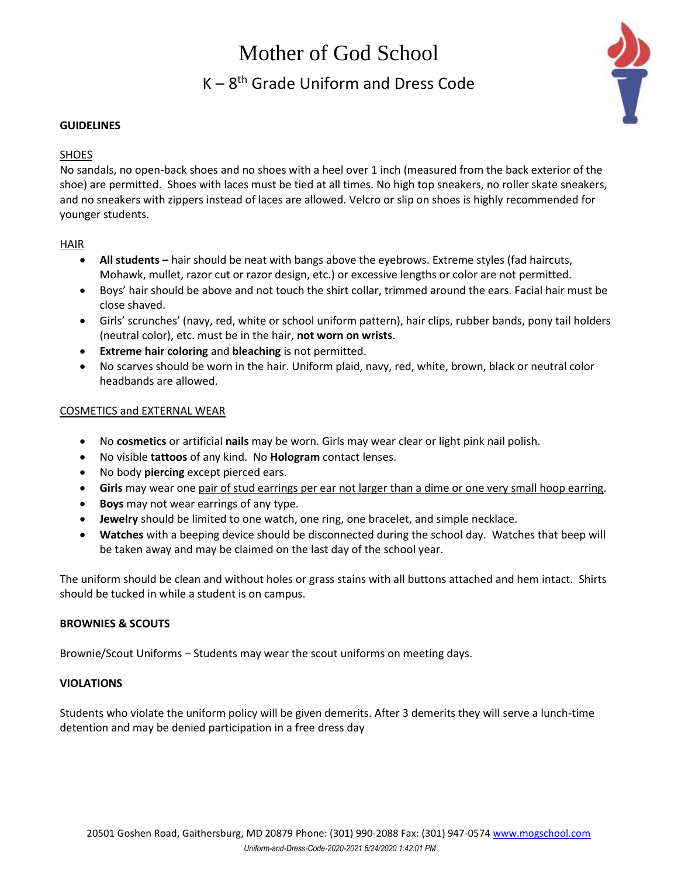# Mother of God School

## K – 8th Grade Uniform and Dress Code

**GUIDELINES**

SHOES

No sandals, no open-back shoes and no shoes with a heel over 1 inch (measured from the back exterior of the shoe) are permitted. Shoes with laces must be tied at all times. No high top sneakers, no roller skate sneakers, and no sneakers with zippers instead of laces are allowed. Velcro or slip on shoes is highly recommended for younger students.

HAIR

- **All students –** hair should be neat with bangs above the eyebrows. Extreme styles (fad haircuts, Mohawk, mullet, razor cut or razor design, etc.) or excessive lengths or color are not permitted.
- Boys' hair should be above and not touch the shirt collar, trimmed around the ears. Facial hair must be close shaved.
- Girls' scrunches' (navy, red, white or school uniform pattern), hair clips, rubber bands, pony tail holders (neutral color), etc. must be in the hair, **not worn on wrists**.
- **Extreme hair coloring** and **bleaching** is not permitted.
- No scarves should be worn in the hair. Uniform plaid, navy, red, white, brown, black or neutral color headbands are allowed.

COSMETICS and EXTERNAL WEAR

- No **cosmetics** or artificial **nails** may be worn. Girls may wear clear or light pink nail polish.
- No visible **tattoos** of any kind. No **Hologram** contact lenses.
- No body **piercing** except pierced ears.
- **Girls** may wear one pair of stud earrings per ear not larger than a dime or one very small hoop earring.
- **Boys** may not wear earrings of any type.
- **Jewelry** should be limited to one watch, one ring, one bracelet, and simple necklace.
- **Watches** with a beeping device should be disconnected during the school day. Watches that beep will be taken away and may be claimed on the last day of the school year.

The uniform should be clean and without holes or grass stains with all buttons attached and hem intact. Shirts should be tucked in while a student is on campus.

**BROWNIES & SCOUTS**

Brownie/Scout Uniforms – Students may wear the scout uniforms on meeting days.

**VIOLATIONS**

Students who violate the uniform policy will be given demerits. After 3 demerits they will serve a lunch-time detention and may be denied participation in a free dress day

20501 Goshen Road, Gaithersburg, MD 20879 Phone: (301) 990-2088 Fax: (301) 947-0574 www.mogschool.com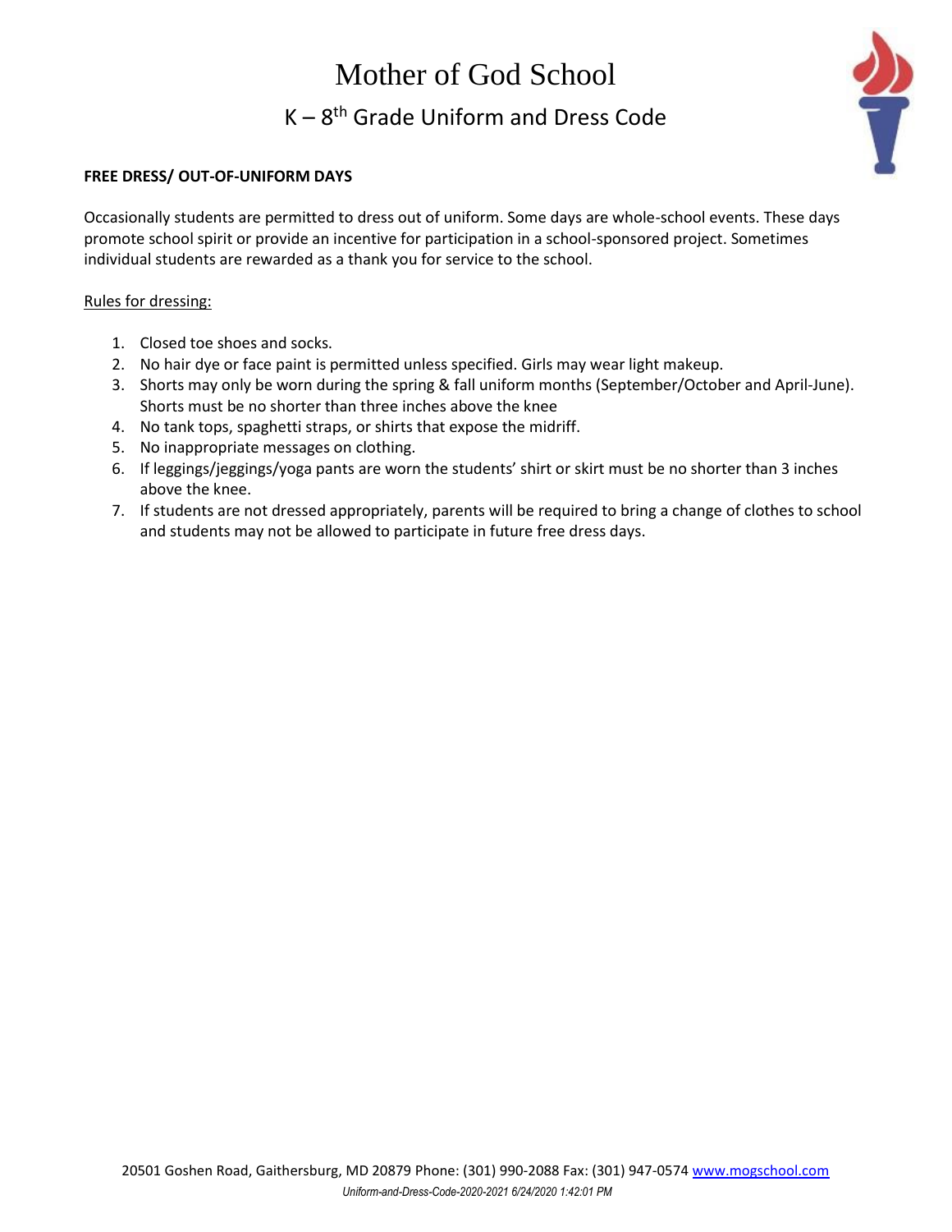# Mother of God School

## K – 8th Grade Uniform and Dress Code

**FREE DRESS/ OUT-OF-UNIFORM DAYS**

Occasionally students are permitted to dress out of uniform. Some days are whole-school events. These days promote school spirit or provide an incentive for participation in a school-sponsored project. Sometimes individual students are rewarded as a thank you for service to the school.

Rules for dressing:

1. Closed toe shoes and socks.
2. No hair dye or face paint is permitted unless specified. Girls may wear light makeup.
3. Shorts may only be worn during the spring & fall uniform months (September/October and April-June). Shorts must be no shorter than three inches above the knee
4. No tank tops, spaghetti straps, or shirts that expose the midriff.
5. No inappropriate messages on clothing.
6. If leggings/jeggings/yoga pants are worn the students' shirt or skirt must be no shorter than 3 inches above the knee.
7. If students are not dressed appropriately, parents will be required to bring a change of clothes to school and students may not be allowed to participate in future free dress days.